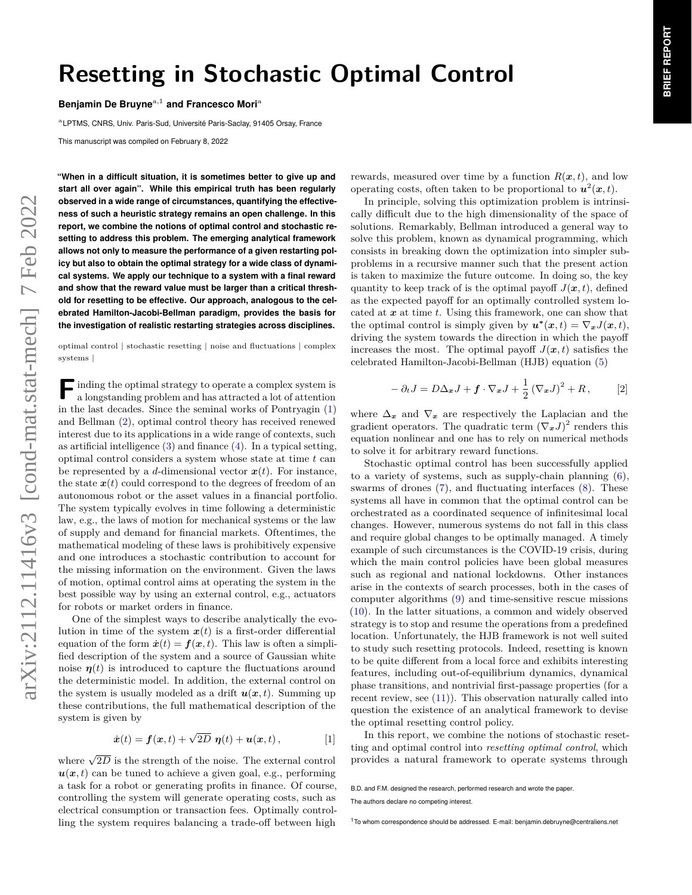# Resetting in Stochastic Optimal Control

**Benjamin De Bruyne**[a,1] **and Francesco Mori**[a]

[a]LPTMS, CNRS, Univ. Paris-Sud, Université Paris-Saclay, 91405 Orsay, France

This manuscript was compiled on February 8, 2022

**"When in a difficult situation, it is sometimes better to give up and start all over again". While this empirical truth has been regularly observed in a wide range of circumstances, quantifying the effectiveness of such a heuristic strategy remains an open challenge. In this report, we combine the notions of optimal control and stochastic resetting to address this problem. The emerging analytical framework allows not only to measure the performance of a given restarting policy but also to obtain the optimal strategy for a wide class of dynamical systems. We apply our technique to a system with a final reward and show that the reward value must be larger than a critical threshold for resetting to be effective. Our approach, analogous to the celebrated Hamilton-Jacobi-Bellman paradigm, provides the basis for the investigation of realistic restarting strategies across disciplines.**

optimal control | stochastic resetting | noise and fluctuations | complex systems |

Finding the optimal strategy to operate a complex system is a longstanding problem and has attracted a lot of attention in the last decades. Since the seminal works of Pontryagin (1) and Bellman (2), optimal control theory has received renewed interest due to its applications in a wide range of contexts, such as artificial intelligence (3) and finance (4). In a typical setting, optimal control considers a system whose state at time $t$ can be represented by a $d$-dimensional vector $\boldsymbol{x}(t)$. For instance, the state $\boldsymbol{x}(t)$ could correspond to the degrees of freedom of an autonomous robot or the asset values in a financial portfolio. The system typically evolves in time following a deterministic law, e.g., the laws of motion for mechanical systems or the law of supply and demand for financial markets. Oftentimes, the mathematical modeling of these laws is prohibitively expensive and one introduces a stochastic contribution to account for the missing information on the environment. Given the laws of motion, optimal control aims at operating the system in the best possible way by using an external control, e.g., actuators for robots or market orders in finance.

One of the simplest ways to describe analytically the evolution in time of the system $\boldsymbol{x}(t)$ is a first-order differential equation of the form $\dot{\boldsymbol{x}}(t) = \boldsymbol{f}(\boldsymbol{x}, t)$. This law is often a simplified description of the system and a source of Gaussian white noise $\boldsymbol{\eta}(t)$ is introduced to capture the fluctuations around the deterministic model. In addition, the external control on the system is usually modeled as a drift $\boldsymbol{u}(\boldsymbol{x}, t)$. Summing up these contributions, the full mathematical description of the system is given by

$$\dot{\boldsymbol{x}}(t) = \boldsymbol{f}(\boldsymbol{x}, t) + \sqrt{2D}\ \boldsymbol{\eta}(t) + \boldsymbol{u}(\boldsymbol{x}, t)\,, \qquad [1]$$

where $\sqrt{2D}$ is the strength of the noise. The external control $\boldsymbol{u}(\boldsymbol{x}, t)$ can be tuned to achieve a given goal, e.g., performing a task for a robot or generating profits in finance. Of course, controlling the system will generate operating costs, such as electrical consumption or transaction fees. Optimally controlling the system requires balancing a trade-off between high rewards, measured over time by a function $R(\boldsymbol{x}, t)$, and low operating costs, often taken to be proportional to $\boldsymbol{u}^2(\boldsymbol{x}, t)$.

In principle, solving this optimization problem is intrinsically difficult due to the high dimensionality of the space of solutions. Remarkably, Bellman introduced a general way to solve this problem, known as dynamical programming, which consists in breaking down the optimization into simpler subproblems in a recursive manner such that the present action is taken to maximize the future outcome. In doing so, the key quantity to keep track of is the optimal payoff $J(\boldsymbol{x}, t)$, defined as the expected payoff for an optimally controlled system located at $\boldsymbol{x}$ at time $t$. Using this framework, one can show that the optimal control is simply given by $\boldsymbol{u}^*(\boldsymbol{x}, t) = \nabla_{\boldsymbol{x}} J(\boldsymbol{x}, t)$, driving the system towards the direction in which the payoff increases the most. The optimal payoff $J(\boldsymbol{x}, t)$ satisfies the celebrated Hamilton-Jacobi-Bellman (HJB) equation (5)

$$-\partial_t J = D\Delta_{\boldsymbol{x}} J + \boldsymbol{f} \cdot \nabla_{\boldsymbol{x}} J + \frac{1}{2}\left(\nabla_{\boldsymbol{x}} J\right)^2 + R\,, \qquad [2]$$

where $\Delta_{\boldsymbol{x}}$ and $\nabla_{\boldsymbol{x}}$ are respectively the Laplacian and the gradient operators. The quadratic term $\left(\nabla_{\boldsymbol{x}} J\right)^2$ renders this equation nonlinear and one has to rely on numerical methods to solve it for arbitrary reward functions.

Stochastic optimal control has been successfully applied to a variety of systems, such as supply-chain planning (6), swarms of drones (7), and fluctuating interfaces (8). These systems all have in common that the optimal control can be orchestrated as a coordinated sequence of infinitesimal local changes. However, numerous systems do not fall in this class and require global changes to be optimally managed. A timely example of such circumstances is the COVID-19 crisis, during which the main control policies have been global measures such as regional and national lockdowns. Other instances arise in the contexts of search processes, both in the cases of computer algorithms (9) and time-sensitive rescue missions (10). In the latter situations, a common and widely observed strategy is to stop and resume the operations from a predefined location. Unfortunately, the HJB framework is not well suited to study such resetting protocols. Indeed, resetting is known to be quite different from a local force and exhibits interesting features, including out-of-equilibrium dynamics, dynamical phase transitions, and nontrivial first-passage properties (for a recent review, see (11)). This observation naturally called into question the existence of an analytical framework to devise the optimal resetting control policy.

In this report, we combine the notions of stochastic resetting and optimal control into *resetting optimal control*, which provides a natural framework to operate systems through

B.D. and F.M. designed the research, performed research and wrote the paper.

The authors declare no competing interest.

[1]To whom correspondence should be addressed. E-mail: benjamin.debruyne@centraliens.net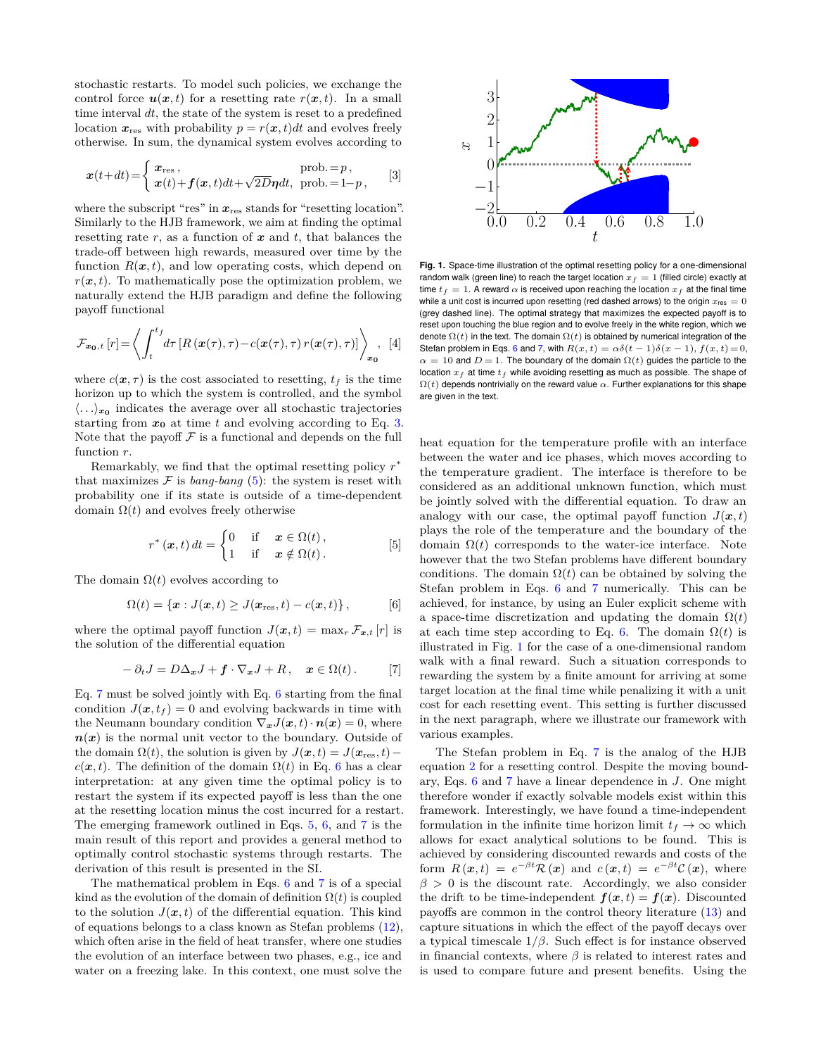stochastic restarts. To model such policies, we exchange the control force $\boldsymbol{u}(\boldsymbol{x},t)$ for a resetting rate $r(\boldsymbol{x},t)$. In a small time interval $dt$, the state of the system is reset to a predefined location $\boldsymbol{x}_{\rm res}$ with probability $p = r(\boldsymbol{x},t)dt$ and evolves freely otherwise. In sum, the dynamical system evolves according to

$$\boldsymbol{x}(t+dt) = \begin{cases} \boldsymbol{x}_{\rm res}\,, & \text{prob.} = p\,, \\ \boldsymbol{x}(t) + \boldsymbol{f}(\boldsymbol{x},t)dt + \sqrt{2D}\boldsymbol{\eta}dt, & \text{prob.} = 1-p\,, \end{cases} \quad [3]$$

where the subscript "res" in $\boldsymbol{x}_{\rm res}$ stands for "resetting location". Similarly to the HJB framework, we aim at finding the optimal resetting rate $r$, as a function of $\boldsymbol{x}$ and $t$, that balances the trade-off between high rewards, measured over time by the function $R(\boldsymbol{x},t)$, and low operating costs, which depend on $r(\boldsymbol{x},t)$. To mathematically pose the optimization problem, we naturally extend the HJB paradigm and define the following payoff functional

$$\mathcal{F}_{\boldsymbol{x_0},t}[r] = \left\langle \int_t^{t_f} d\tau \left[ R(\boldsymbol{x}(\tau),\tau) - c(\boldsymbol{x}(\tau),\tau)\, r(\boldsymbol{x}(\tau),\tau) \right] \right\rangle_{\boldsymbol{x_0}}, \quad [4]$$

where $c(\boldsymbol{x},\tau)$ is the cost associated to resetting, $t_f$ is the time horizon up to which the system is controlled, and the symbol $\langle \ldots \rangle_{\boldsymbol{x_0}}$ indicates the average over all stochastic trajectories starting from $\boldsymbol{x_0}$ at time $t$ and evolving according to Eq. 3. Note that the payoff $\mathcal{F}$ is a functional and depends on the full function $r$.

Remarkably, we find that the optimal resetting policy $r^*$ that maximizes $\mathcal{F}$ is *bang-bang* (5): the system is reset with probability one if its state is outside of a time-dependent domain $\Omega(t)$ and evolves freely otherwise

$$r^*(\boldsymbol{x},t)\,dt = \begin{cases} 0 & \text{if} \quad \boldsymbol{x} \in \Omega(t)\,, \\ 1 & \text{if} \quad \boldsymbol{x} \notin \Omega(t)\,. \end{cases} \quad [5]$$

The domain $\Omega(t)$ evolves according to

$$\Omega(t) = \{\boldsymbol{x} : J(\boldsymbol{x},t) \geq J(\boldsymbol{x}_{\rm res},t) - c(\boldsymbol{x},t)\}\,, \quad [6]$$

where the optimal payoff function $J(\boldsymbol{x},t) = \max_r \mathcal{F}_{\boldsymbol{x},t}[r]$ is the solution of the differential equation

$$-\partial_t J = D\Delta_{\boldsymbol{x}} J + \boldsymbol{f}\cdot\nabla_{\boldsymbol{x}} J + R\,, \quad \boldsymbol{x} \in \Omega(t)\,. \quad [7]$$

Eq. 7 must be solved jointly with Eq. 6 starting from the final condition $J(\boldsymbol{x},t_f) = 0$ and evolving backwards in time with the Neumann boundary condition $\nabla_{\boldsymbol{x}} J(\boldsymbol{x},t)\cdot \boldsymbol{n}(\boldsymbol{x}) = 0$, where $\boldsymbol{n}(\boldsymbol{x})$ is the normal unit vector to the boundary. Outside of the domain $\Omega(t)$, the solution is given by $J(\boldsymbol{x},t) = J(\boldsymbol{x}_{\rm res},t) - c(\boldsymbol{x},t)$. The definition of the domain $\Omega(t)$ in Eq. 6 has a clear interpretation: at any given time the optimal policy is to restart the system if its expected payoff is less than the one at the resetting location minus the cost incurred for a restart. The emerging framework outlined in Eqs. 5, 6, and 7 is the main result of this report and provides a general method to optimally control stochastic systems through restarts. The derivation of this result is presented in the SI.

The mathematical problem in Eqs. 6 and 7 is of a special kind as the evolution of the domain of definition $\Omega(t)$ is coupled to the solution $J(\boldsymbol{x},t)$ of the differential equation. This kind of equations belongs to a class known as Stefan problems (12), which often arise in the field of heat transfer, where one studies the evolution of an interface between two phases, e.g., ice and water on a freezing lake. In this context, one must solve the heat equation for the temperature profile with an interface between the water and ice phases, which moves according to the temperature gradient. The interface is therefore to be considered as an additional unknown function, which must be jointly solved with the differential equation. To draw an analogy with our case, the optimal payoff function $J(\boldsymbol{x},t)$ plays the role of the temperature and the boundary of the domain $\Omega(t)$ corresponds to the water-ice interface. Note however that the two Stefan problems have different boundary conditions. The domain $\Omega(t)$ can be obtained by solving the Stefan problem in Eqs. 6 and 7 numerically. This can be achieved, for instance, by using an Euler explicit scheme with a space-time discretization and updating the domain $\Omega(t)$ at each time step according to Eq. 6. The domain $\Omega(t)$ is illustrated in Fig. 1 for the case of a one-dimensional random walk with a final reward. Such a situation corresponds to rewarding the system by a finite amount for arriving at some target location at the final time while penalizing it with a unit cost for each resetting event. This setting is further discussed in the next paragraph, where we illustrate our framework with various examples.

**Fig. 1.** Space-time illustration of the optimal resetting policy for a one-dimensional random walk (green line) to reach the target location $x_f = 1$ (filled circle) exactly at time $t_f = 1$. A reward $\alpha$ is received upon reaching the location $x_f$ at the final time while a unit cost is incurred upon resetting (red dashed arrows) to the origin $x_{\rm res} = 0$ (grey dashed line). The optimal strategy that maximizes the expected payoff is to reset upon touching the blue region and to evolve freely in the white region, which we denote $\Omega(t)$ in the text. The domain $\Omega(t)$ is obtained by numerical integration of the Stefan problem in Eqs. 6 and 7, with $R(x,t) = \alpha\delta(t-1)\delta(x-1)$, $f(x,t) = 0$, $\alpha = 10$ and $D = 1$. The boundary of the domain $\Omega(t)$ guides the particle to the location $x_f$ at time $t_f$ while avoiding resetting as much as possible. The shape of $\Omega(t)$ depends nontrivially on the reward value $\alpha$. Further explanations for this shape are given in the text.

The Stefan problem in Eq. 7 is the analog of the HJB equation 2 for a resetting control. Despite the moving boundary, Eqs. 6 and 7 have a linear dependence in $J$. One might therefore wonder if exactly solvable models exist within this framework. Interestingly, we have found a time-independent formulation in the infinite time horizon limit $t_f \to \infty$ which allows for exact analytical solutions to be found. This is achieved by considering discounted rewards and costs of the form $R(\boldsymbol{x},t) = e^{-\beta t}\mathcal{R}(\boldsymbol{x})$ and $c(\boldsymbol{x},t) = e^{-\beta t}\mathcal{C}(\boldsymbol{x})$, where $\beta > 0$ is the discount rate. Accordingly, we also consider the drift to be time-independent $\boldsymbol{f}(\boldsymbol{x},t) = \boldsymbol{f}(\boldsymbol{x})$. Discounted payoffs are common in the control theory literature (13) and capture situations in which the effect of the payoff decays over a typical timescale $1/\beta$. Such effect is for instance observed in financial contexts, where $\beta$ is related to interest rates and is used to compare future and present benefits. Using the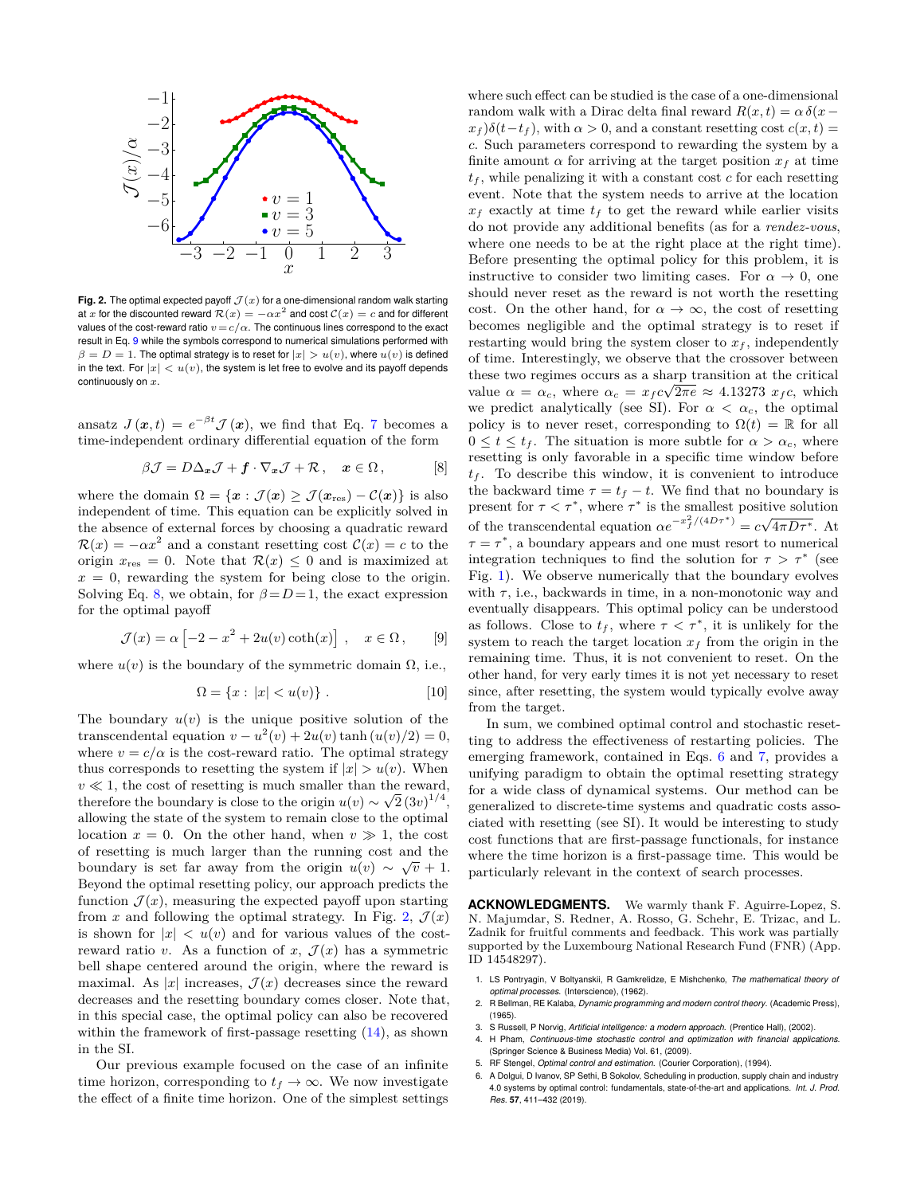**Fig. 2.** The optimal expected payoff $\mathcal{J}(x)$ for a one-dimensional random walk starting at $x$ for the discounted reward $\mathcal{R}(x) = -\alpha x^2$ and cost $\mathcal{C}(x) = c$ and for different values of the cost-reward ratio $v = c/\alpha$. The continuous lines correspond to the exact result in Eq. 9 while the symbols correspond to numerical simulations performed with $\beta = D = 1$. The optimal strategy is to reset for $|x| > u(v)$, where $u(v)$ is defined in the text. For $|x| < u(v)$, the system is let free to evolve and its payoff depends continuously on $x$.

ansatz $J(\boldsymbol{x}, t) = e^{-\beta t}\mathcal{J}(\boldsymbol{x})$, we find that Eq. 7 becomes a time-independent ordinary differential equation of the form

$$\beta\mathcal{J} = D\Delta_{\boldsymbol{x}}\mathcal{J} + \boldsymbol{f}\cdot\nabla_{\boldsymbol{x}}\mathcal{J} + \mathcal{R}\,, \quad \boldsymbol{x} \in \Omega\,, \qquad [8]$$

where the domain $\Omega = \{\boldsymbol{x} : \mathcal{J}(\boldsymbol{x}) \geq \mathcal{J}(\boldsymbol{x}_{\mathrm{res}}) - \mathcal{C}(\boldsymbol{x})\}$ is also independent of time. This equation can be explicitly solved in the absence of external forces by choosing a quadratic reward $\mathcal{R}(x) = -\alpha x^2$ and a constant resetting cost $\mathcal{C}(x) = c$ to the origin $x_{\mathrm{res}} = 0$. Note that $\mathcal{R}(x) \leq 0$ and is maximized at $x = 0$, rewarding the system for being close to the origin. Solving Eq. 8, we obtain, for $\beta = D = 1$, the exact expression for the optimal payoff

$$\mathcal{J}(x) = \alpha\left[-2 - x^2 + 2u(v)\coth(x)\right]\,, \quad x \in \Omega\,, \qquad [9]$$

where $u(v)$ is the boundary of the symmetric domain $\Omega$, i.e.,

$$\Omega = \{x : |x| < u(v)\}\,. \qquad [10]$$

The boundary $u(v)$ is the unique positive solution of the transcendental equation $v - u^2(v) + 2u(v)\tanh(u(v)/2) = 0$, where $v = c/\alpha$ is the cost-reward ratio. The optimal strategy thus corresponds to resetting the system if $|x| > u(v)$. When $v \ll 1$, the cost of resetting is much smaller than the reward, therefore the boundary is close to the origin $u(v) \sim \sqrt{2}\,(3v)^{1/4}$, allowing the state of the system to remain close to the optimal location $x = 0$. On the other hand, when $v \gg 1$, the cost of resetting is much larger than the running cost and the boundary is set far away from the origin $u(v) \sim \sqrt{v} + 1$. Beyond the optimal resetting policy, our approach predicts the function $\mathcal{J}(x)$, measuring the expected payoff upon starting from $x$ and following the optimal strategy. In Fig. 2, $\mathcal{J}(x)$ is shown for $|x| < u(v)$ and for various values of the cost-reward ratio $v$. As a function of $x$, $\mathcal{J}(x)$ has a symmetric bell shape centered around the origin, where the reward is maximal. As $|x|$ increases, $\mathcal{J}(x)$ decreases since the reward decreases and the resetting boundary comes closer. Note that, in this special case, the optimal policy can also be recovered within the framework of first-passage resetting (14), as shown in the SI.

Our previous example focused on the case of an infinite time horizon, corresponding to $t_f \to \infty$. We now investigate the effect of a finite time horizon. One of the simplest settings where such effect can be studied is the case of a one-dimensional random walk with a Dirac delta final reward $R(x, t) = \alpha\,\delta(x - x_f)\delta(t - t_f)$, with $\alpha > 0$, and a constant resetting cost $c(x, t) = c$. Such parameters correspond to rewarding the system by a finite amount $\alpha$ for arriving at the target position $x_f$ at time $t_f$, while penalizing it with a constant cost $c$ for each resetting event. Note that the system needs to arrive at the location $x_f$ exactly at time $t_f$ to get the reward while earlier visits do not provide any additional benefits (as for a *rendez-vous*, where one needs to be at the right place at the right time). Before presenting the optimal policy for this problem, it is instructive to consider two limiting cases. For $\alpha \to 0$, one should never reset as the reward is not worth the resetting cost. On the other hand, for $\alpha \to \infty$, the cost of resetting becomes negligible and the optimal strategy is to reset if restarting would bring the system closer to $x_f$, independently of time. Interestingly, we observe that the crossover between these two regimes occurs as a sharp transition at the critical value $\alpha = \alpha_c$, where $\alpha_c = x_f c\sqrt{2\pi e} \approx 4.13273\; x_f c$, which we predict analytically (see SI). For $\alpha < \alpha_c$, the optimal policy is to never reset, corresponding to $\Omega(t) = \mathbb{R}$ for all $0 \leq t \leq t_f$. The situation is more subtle for $\alpha > \alpha_c$, where resetting is only favorable in a specific time window before $t_f$. To describe this window, it is convenient to introduce the backward time $\tau = t_f - t$. We find that no boundary is present for $\tau < \tau^*$, where $\tau^*$ is the smallest positive solution of the transcendental equation $\alpha e^{-x_f^2/(4D\tau^*)} = c\sqrt{4\pi D\tau^*}$. At $\tau = \tau^*$, a boundary appears and one must resort to numerical integration techniques to find the solution for $\tau > \tau^*$ (see Fig. 1). We observe numerically that the boundary evolves with $\tau$, i.e., backwards in time, in a non-monotonic way and eventually disappears. This optimal policy can be understood as follows. Close to $t_f$, where $\tau < \tau^*$, it is unlikely for the system to reach the target location $x_f$ from the origin in the remaining time. Thus, it is not convenient to reset. On the other hand, for very early times it is not yet necessary to reset since, after resetting, the system would typically evolve away from the target.

In sum, we combined optimal control and stochastic resetting to address the effectiveness of restarting policies. The emerging framework, contained in Eqs. 6 and 7, provides a unifying paradigm to obtain the optimal resetting strategy for a wide class of dynamical systems. Our method can be generalized to discrete-time systems and quadratic costs associated with resetting (see SI). It would be interesting to study cost functions that are first-passage functionals, for instance where the time horizon is a first-passage time. This would be particularly relevant in the context of search processes.

**ACKNOWLEDGMENTS.** We warmly thank F. Aguirre-Lopez, S. N. Majumdar, S. Redner, A. Rosso, G. Schehr, E. Trizac, and L. Zadnik for fruitful comments and feedback. This work was partially supported by the Luxembourg National Research Fund (FNR) (App. ID 14548297).

1. LS Pontryagin, V Boltyanskii, R Gamkrelidze, E Mishchenko, *The mathematical theory of optimal processes.* (Interscience), (1962).
2. R Bellman, RE Kalaba, *Dynamic programming and modern control theory.* (Academic Press), (1965).
3. S Russell, P Norvig, *Artificial intelligence: a modern approach.* (Prentice Hall), (2002).
4. H Pham, *Continuous-time stochastic control and optimization with financial applications.* (Springer Science & Business Media) Vol. 61, (2009).
5. RF Stengel, *Optimal control and estimation.* (Courier Corporation), (1994).
6. A Dolgui, D Ivanov, SP Sethi, B Sokolov, Scheduling in production, supply chain and industry 4.0 systems by optimal control: fundamentals, state-of-the-art and applications. *Int. J. Prod. Res.* **57**, 411–432 (2019).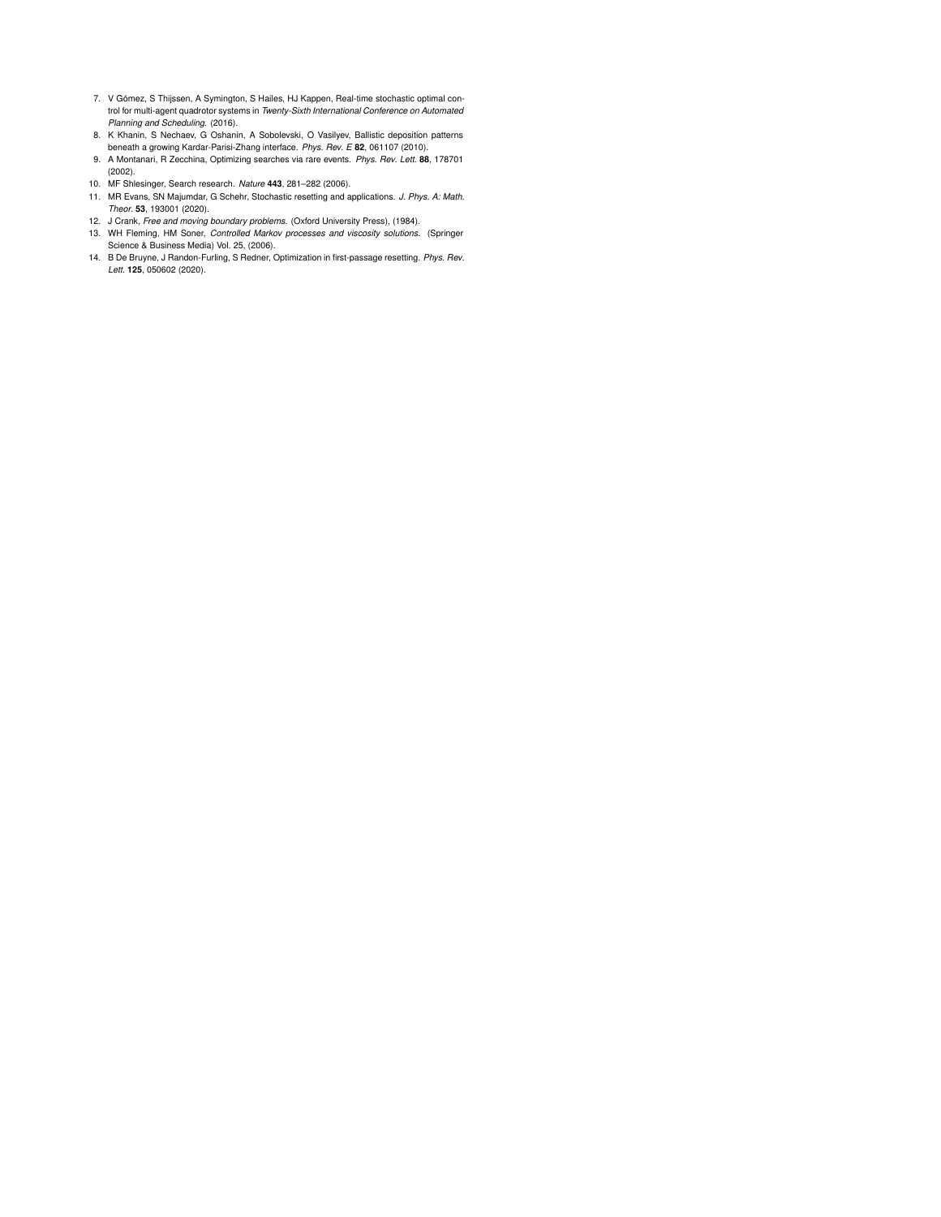7. V Gómez, S Thijssen, A Symington, S Hailes, HJ Kappen, Real-time stochastic optimal control for multi-agent quadrotor systems in *Twenty-Sixth International Conference on Automated Planning and Scheduling.* (2016).
8. K Khanin, S Nechaev, G Oshanin, A Sobolevski, O Vasilyev, Ballistic deposition patterns beneath a growing Kardar-Parisi-Zhang interface. *Phys. Rev. E* **82**, 061107 (2010).
9. A Montanari, R Zecchina, Optimizing searches via rare events. *Phys. Rev. Lett.* **88**, 178701 (2002).
10. MF Shlesinger, Search research. *Nature* **443**, 281–282 (2006).
11. MR Evans, SN Majumdar, G Schehr, Stochastic resetting and applications. *J. Phys. A: Math. Theor.* **53**, 193001 (2020).
12. J Crank, *Free and moving boundary problems.* (Oxford University Press), (1984).
13. WH Fleming, HM Soner, *Controlled Markov processes and viscosity solutions.* (Springer Science & Business Media) Vol. 25, (2006).
14. B De Bruyne, J Randon-Furling, S Redner, Optimization in first-passage resetting. *Phys. Rev. Lett.* **125**, 050602 (2020).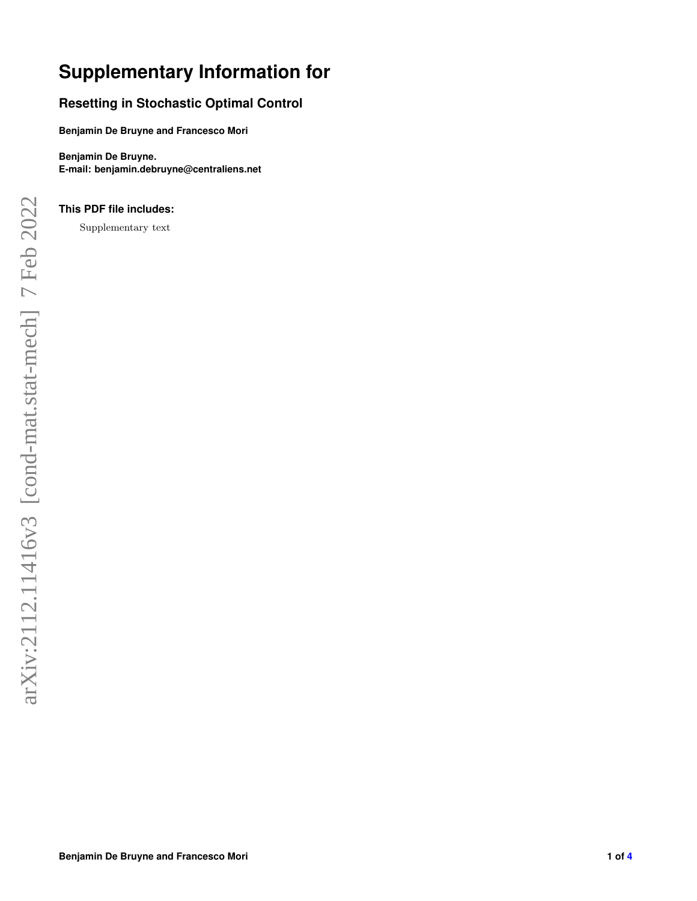# Supplementary Information for

## Resetting in Stochastic Optimal Control

**Benjamin De Bruyne and Francesco Mori**

**Benjamin De Bruyne.**
**E-mail: benjamin.debruyne@centraliens.net**

### This PDF file includes:

Supplementary text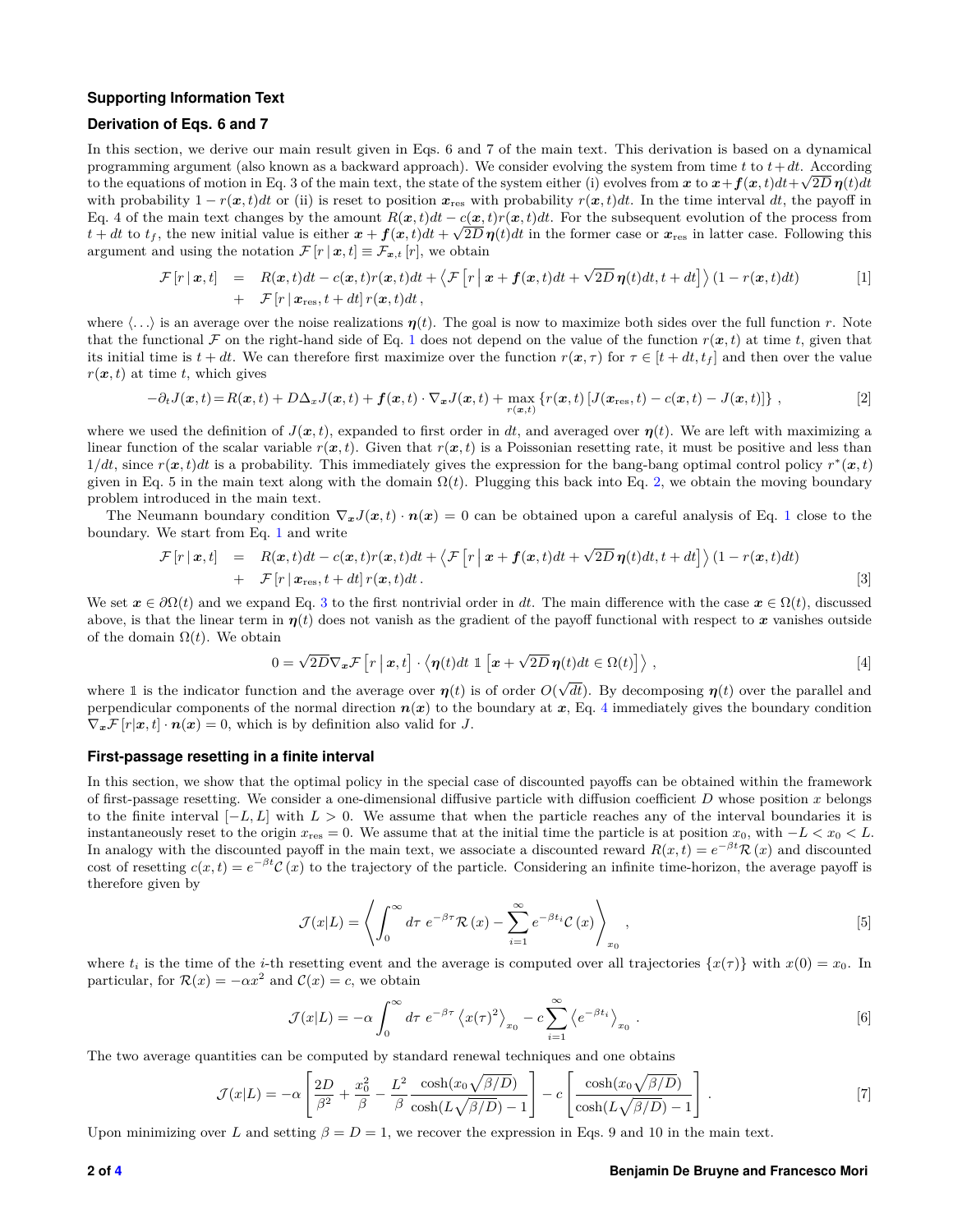## Supporting Information Text

### Derivation of Eqs. 6 and 7

In this section, we derive our main result given in Eqs. 6 and 7 of the main text. This derivation is based on a dynamical programming argument (also known as a backward approach). We consider evolving the system from time $t$ to $t+dt$. According to the equations of motion in Eq. 3 of the main text, the state of the system either (i) evolves from $\boldsymbol{x}$ to $\boldsymbol{x}+\boldsymbol{f}(\boldsymbol{x},t)dt+\sqrt{2D}\,\boldsymbol{\eta}(t)dt$ with probability $1-r(\boldsymbol{x},t)dt$ or (ii) is reset to position $\boldsymbol{x}_{\rm res}$ with probability $r(\boldsymbol{x},t)dt$. In the time interval $dt$, the payoff in Eq. 4 of the main text changes by the amount $R(\boldsymbol{x},t)dt - c(\boldsymbol{x},t)r(\boldsymbol{x},t)dt$. For the subsequent evolution of the process from $t+dt$ to $t_f$, the new initial value is either $\boldsymbol{x}+\boldsymbol{f}(\boldsymbol{x},t)dt+\sqrt{2D}\,\boldsymbol{\eta}(t)dt$ in the former case or $\boldsymbol{x}_{\rm res}$ in latter case. Following this argument and using the notation $\mathcal{F}\left[r\,|\,\boldsymbol{x},t\right]\equiv \mathcal{F}_{\boldsymbol{x},t}\left[r\right]$, we obtain

$$
\begin{aligned}
\mathcal{F}\left[r\,|\,\boldsymbol{x},t\right] &= R(\boldsymbol{x},t)dt - c(\boldsymbol{x},t)r(\boldsymbol{x},t)dt + \left\langle \mathcal{F}\left[r\,\middle|\,\boldsymbol{x}+\boldsymbol{f}(\boldsymbol{x},t)dt+\sqrt{2D}\,\boldsymbol{\eta}(t)dt, t+dt\right]\right\rangle (1-r(\boldsymbol{x},t)dt) \\
&+ \mathcal{F}\left[r\,|\,\boldsymbol{x}_{\rm res}, t+dt\right] r(\boldsymbol{x},t)dt\,,
\end{aligned}
\tag{1}
$$

where $\langle\ldots\rangle$ is an average over the noise realizations $\boldsymbol{\eta}(t)$. The goal is now to maximize both sides over the full function $r$. Note that the functional $\mathcal{F}$ on the right-hand side of Eq. 1 does not depend on the value of the function $r(\boldsymbol{x},t)$ at time $t$, given that its initial time is $t+dt$. We can therefore first maximize over the function $r(\boldsymbol{x},\tau)$ for $\tau\in[t+dt,t_f]$ and then over the value $r(\boldsymbol{x},t)$ at time $t$, which gives

$$
-\partial_t J(\boldsymbol{x},t) = R(\boldsymbol{x},t) + D\Delta_x J(\boldsymbol{x},t) + \boldsymbol{f}(\boldsymbol{x},t)\cdot\nabla_{\boldsymbol{x}} J(\boldsymbol{x},t) + \max_{r(\boldsymbol{x},t)}\left\{r(\boldsymbol{x},t)\left[J(\boldsymbol{x}_{\rm res},t) - c(\boldsymbol{x},t) - J(\boldsymbol{x},t)\right]\right\}\,,
\tag{2}
$$

where we used the definition of $J(\boldsymbol{x},t)$, expanded to first order in $dt$, and averaged over $\boldsymbol{\eta}(t)$. We are left with maximizing a linear function of the scalar variable $r(\boldsymbol{x},t)$. Given that $r(\boldsymbol{x},t)$ is a Poissonian resetting rate, it must be positive and less than $1/dt$, since $r(\boldsymbol{x},t)dt$ is a probability. This immediately gives the expression for the bang-bang optimal control policy $r^*(\boldsymbol{x},t)$ given in Eq. 5 in the main text along with the domain $\Omega(t)$. Plugging this back into Eq. 2, we obtain the moving boundary problem introduced in the main text.

The Neumann boundary condition $\nabla_{\boldsymbol{x}} J(\boldsymbol{x},t)\cdot\boldsymbol{n}(\boldsymbol{x}) = 0$ can be obtained upon a careful analysis of Eq. 1 close to the boundary. We start from Eq. 1 and write

$$
\begin{aligned}
\mathcal{F}\left[r\,|\,\boldsymbol{x},t\right] &= R(\boldsymbol{x},t)dt - c(\boldsymbol{x},t)r(\boldsymbol{x},t)dt + \left\langle \mathcal{F}\left[r\,\middle|\,\boldsymbol{x}+\boldsymbol{f}(\boldsymbol{x},t)dt+\sqrt{2D}\,\boldsymbol{\eta}(t)dt, t+dt\right]\right\rangle (1-r(\boldsymbol{x},t)dt) \\
&+ \mathcal{F}\left[r\,|\,\boldsymbol{x}_{\rm res}, t+dt\right] r(\boldsymbol{x},t)dt\,.
\end{aligned}
\tag{3}
$$

We set $\boldsymbol{x}\in\partial\Omega(t)$ and we expand Eq. 3 to the first nontrivial order in $dt$. The main difference with the case $\boldsymbol{x}\in\Omega(t)$, discussed above, is that the linear term in $\boldsymbol{\eta}(t)$ does not vanish as the gradient of the payoff functional with respect to $\boldsymbol{x}$ vanishes outside of the domain $\Omega(t)$. We obtain

$$
0 = \sqrt{2D}\nabla_{\boldsymbol{x}}\mathcal{F}\left[r\,\middle|\,\boldsymbol{x},t\right]\cdot\left\langle \boldsymbol{\eta}(t)dt\;\mathbb{1}\left[\boldsymbol{x}+\sqrt{2D}\,\boldsymbol{\eta}(t)dt\in\Omega(t)\right]\right\rangle\,,
\tag{4}
$$

where $\mathbb{1}$ is the indicator function and the average over $\boldsymbol{\eta}(t)$ is of order $O(\sqrt{dt})$. By decomposing $\boldsymbol{\eta}(t)$ over the parallel and perpendicular components of the normal direction $\boldsymbol{n}(\boldsymbol{x})$ to the boundary at $\boldsymbol{x}$, Eq. 4 immediately gives the boundary condition $\nabla_{\boldsymbol{x}}\mathcal{F}\left[r|\boldsymbol{x},t\right]\cdot\boldsymbol{n}(\boldsymbol{x}) = 0$, which is by definition also valid for $J$.

### First-passage resetting in a finite interval

In this section, we show that the optimal policy in the special case of discounted payoffs can be obtained within the framework of first-passage resetting. We consider a one-dimensional diffusive particle with diffusion coefficient $D$ whose position $x$ belongs to the finite interval $[-L,L]$ with $L>0$. We assume that when the particle reaches any of the interval boundaries it is instantaneously reset to the origin $x_{\rm res}=0$. We assume that at the initial time the particle is at position $x_0$, with $-L<x_0<L$. In analogy with the discounted payoff in the main text, we associate a discounted reward $R(x,t) = e^{-\beta t}\mathcal{R}\left(x\right)$ and discounted cost of resetting $c(x,t) = e^{-\beta t}\mathcal{C}\left(x\right)$ to the trajectory of the particle. Considering an infinite time-horizon, the average payoff is therefore given by

$$
\mathcal{J}(x|L) = \left\langle \int_0^\infty d\tau\; e^{-\beta\tau}\mathcal{R}\left(x\right) - \sum_{i=1}^\infty e^{-\beta t_i}\mathcal{C}\left(x\right)\right\rangle_{x_0}\,,
\tag{5}
$$

where $t_i$ is the time of the $i$-th resetting event and the average is computed over all trajectories $\{x(\tau)\}$ with $x(0)=x_0$. In particular, for $\mathcal{R}(x) = -\alpha x^2$ and $\mathcal{C}(x) = c$, we obtain

$$
\mathcal{J}(x|L) = -\alpha\int_0^\infty d\tau\; e^{-\beta\tau}\left\langle x(\tau)^2\right\rangle_{x_0} - c\sum_{i=1}^\infty \left\langle e^{-\beta t_i}\right\rangle_{x_0}\,.
\tag{6}
$$

The two average quantities can be computed by standard renewal techniques and one obtains

$$
\mathcal{J}(x|L) = -\alpha\left[\frac{2D}{\beta^2} + \frac{x_0^2}{\beta} - \frac{L^2}{\beta}\frac{\cosh(x_0\sqrt{\beta/D})}{\cosh(L\sqrt{\beta/D})-1}\right] - c\left[\frac{\cosh(x_0\sqrt{\beta/D})}{\cosh(L\sqrt{\beta/D})-1}\right]\,.
\tag{7}
$$

Upon minimizing over $L$ and setting $\beta=D=1$, we recover the expression in Eqs. 9 and 10 in the main text.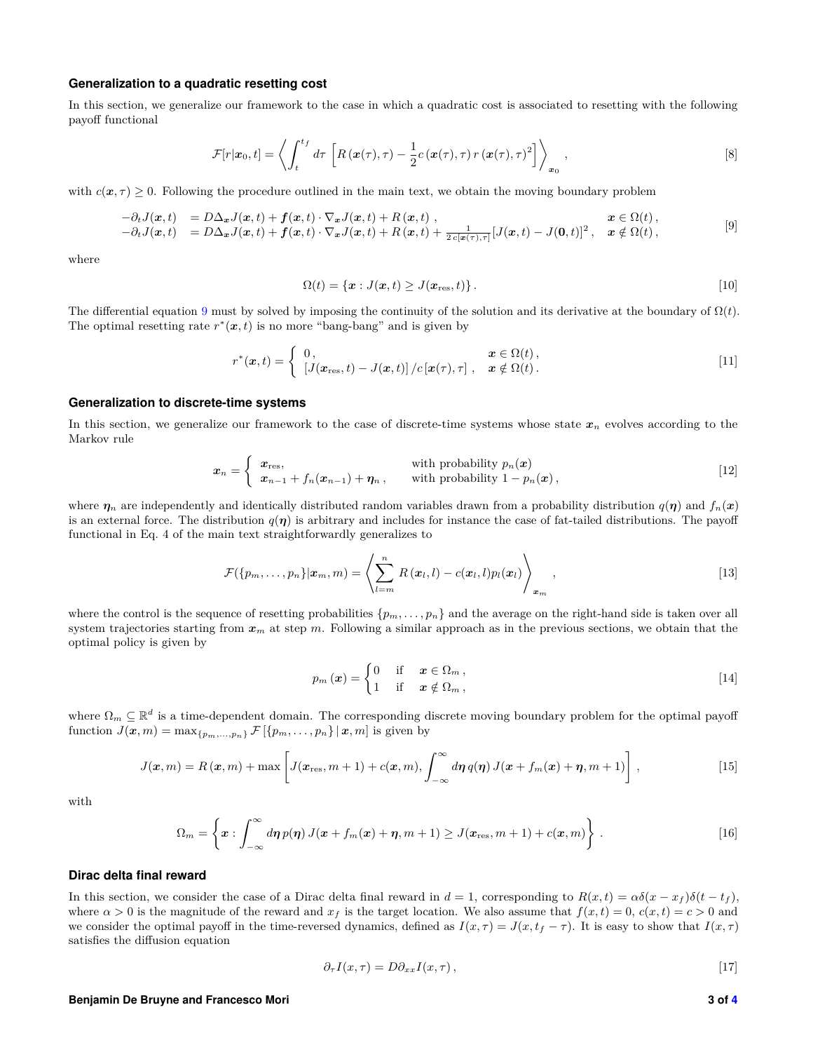### Generalization to a quadratic resetting cost

In this section, we generalize our framework to the case in which a quadratic cost is associated to resetting with the following payoff functional

$$\mathcal{F}[r|\boldsymbol{x}_0, t] = \left\langle \int_t^{t_f} d\tau \, \left[ R\left(\boldsymbol{x}(\tau), \tau\right) - \frac{1}{2} c\left(\boldsymbol{x}(\tau), \tau\right) r\left(\boldsymbol{x}(\tau), \tau\right)^2 \right] \right\rangle_{\boldsymbol{x}_0}, \tag{8}$$

with $c(\boldsymbol{x}, \tau) \geq 0$. Following the procedure outlined in the main text, we obtain the moving boundary problem

$$\begin{aligned} -\partial_t J(\boldsymbol{x}, t) &= D\Delta_{\boldsymbol{x}} J(\boldsymbol{x}, t) + \boldsymbol{f}(\boldsymbol{x}, t) \cdot \nabla_{\boldsymbol{x}} J(\boldsymbol{x}, t) + R\left(\boldsymbol{x}, t\right), & \boldsymbol{x} \in \Omega(t), \\ -\partial_t J(\boldsymbol{x}, t) &= D\Delta_{\boldsymbol{x}} J(\boldsymbol{x}, t) + \boldsymbol{f}(\boldsymbol{x}, t) \cdot \nabla_{\boldsymbol{x}} J(\boldsymbol{x}, t) + R\left(\boldsymbol{x}, t\right) + \frac{1}{2\, c[\boldsymbol{x}(\tau), \tau]} [J(\boldsymbol{x}, t) - J(\boldsymbol{0}, t)]^2, & \boldsymbol{x} \notin \Omega(t), \end{aligned} \tag{9}$$

where

$$\Omega(t) = \{\boldsymbol{x} : J(\boldsymbol{x}, t) \geq J(\boldsymbol{x}_{\text{res}}, t)\}. \tag{10}$$

The differential equation 9 must by solved by imposing the continuity of the solution and its derivative at the boundary of $\Omega(t)$. The optimal resetting rate $r^*(\boldsymbol{x}, t)$ is no more "bang-bang" and is given by

$$r^*(\boldsymbol{x}, t) = \begin{cases} 0, & \boldsymbol{x} \in \Omega(t), \\ \left[J(\boldsymbol{x}_{\text{res}}, t) - J(\boldsymbol{x}, t)\right] / c\left[\boldsymbol{x}(\tau), \tau\right], & \boldsymbol{x} \notin \Omega(t). \end{cases} \tag{11}$$

### Generalization to discrete-time systems

In this section, we generalize our framework to the case of discrete-time systems whose state $\boldsymbol{x}_n$ evolves according to the Markov rule

$$\boldsymbol{x}_n = \begin{cases} \boldsymbol{x}_{\text{res}}, & \text{with probability } p_n(\boldsymbol{x}) \\ \boldsymbol{x}_{n-1} + f_n(\boldsymbol{x}_{n-1}) + \boldsymbol{\eta}_n, & \text{with probability } 1 - p_n(\boldsymbol{x}), \end{cases} \tag{12}$$

where $\boldsymbol{\eta}_n$ are independently and identically distributed random variables drawn from a probability distribution $q(\boldsymbol{\eta})$ and $f_n(\boldsymbol{x})$ is an external force. The distribution $q(\boldsymbol{\eta})$ is arbitrary and includes for instance the case of fat-tailed distributions. The payoff functional in Eq. 4 of the main text straightforwardly generalizes to

$$\mathcal{F}(\{p_m, \ldots, p_n\}|\boldsymbol{x}_m, m) = \left\langle \sum_{l=m}^{n} R\left(\boldsymbol{x}_l, l\right) - c(\boldsymbol{x}_l, l) p_l(\boldsymbol{x}_l) \right\rangle_{\boldsymbol{x}_m}, \tag{13}$$

where the control is the sequence of resetting probabilities $\{p_m, \ldots, p_n\}$ and the average on the right-hand side is taken over all system trajectories starting from $\boldsymbol{x}_m$ at step $m$. Following a similar approach as in the previous sections, we obtain that the optimal policy is given by

$$p_m\left(\boldsymbol{x}\right) = \begin{cases} 0 & \text{if} \quad \boldsymbol{x} \in \Omega_m, \\ 1 & \text{if} \quad \boldsymbol{x} \notin \Omega_m, \end{cases} \tag{14}$$

where $\Omega_m \subseteq \mathbb{R}^d$ is a time-dependent domain. The corresponding discrete moving boundary problem for the optimal payoff function $J(\boldsymbol{x}, m) = \max_{\{p_m, \ldots, p_n\}} \mathcal{F}\left[\{p_m, \ldots, p_n\} \,|\, \boldsymbol{x}, m\right]$ is given by

$$J(\boldsymbol{x}, m) = R\left(\boldsymbol{x}, m\right) + \max \left[ J(\boldsymbol{x}_{\text{res}}, m+1) + c(\boldsymbol{x}, m), \int_{-\infty}^{\infty} d\boldsymbol{\eta}\, q(\boldsymbol{\eta})\, J(\boldsymbol{x} + f_m(\boldsymbol{x}) + \boldsymbol{\eta}, m+1) \right], \tag{15}$$

with

$$\Omega_m = \left\{ \boldsymbol{x} : \int_{-\infty}^{\infty} d\boldsymbol{\eta}\, p(\boldsymbol{\eta})\, J(\boldsymbol{x} + f_m(\boldsymbol{x}) + \boldsymbol{\eta}, m+1) \geq J(\boldsymbol{x}_{\text{res}}, m+1) + c(\boldsymbol{x}, m) \right\}. \tag{16}$$

### Dirac delta final reward

In this section, we consider the case of a Dirac delta final reward in $d = 1$, corresponding to $R(x, t) = \alpha \delta(x - x_f) \delta(t - t_f)$, where $\alpha > 0$ is the magnitude of the reward and $x_f$ is the target location. We also assume that $f(x, t) = 0$, $c(x, t) = c > 0$ and we consider the optimal payoff in the time-reversed dynamics, defined as $I(x, \tau) = J(x, t_f - \tau)$. It is easy to show that $I(x, \tau)$ satisfies the diffusion equation

$$\partial_\tau I(x, \tau) = D \partial_{xx} I(x, \tau), \tag{17}$$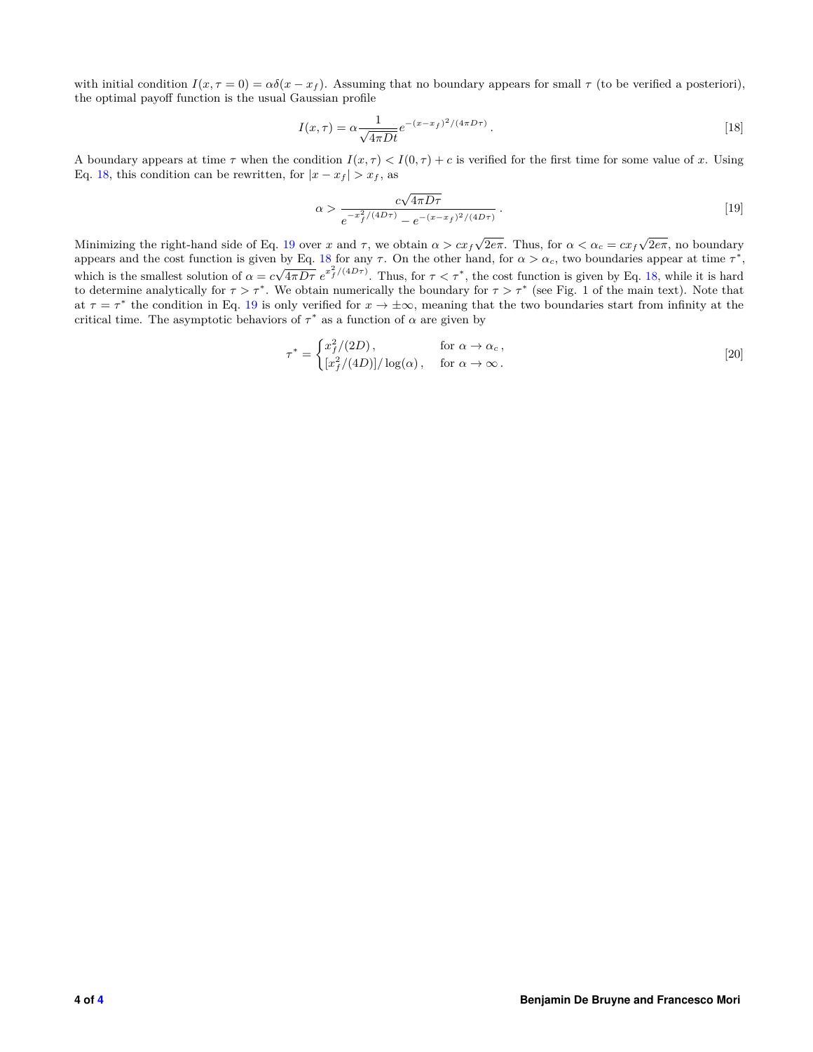with initial condition $I(x, \tau = 0) = \alpha\delta(x - x_f)$. Assuming that no boundary appears for small $\tau$ (to be verified a posteriori), the optimal payoff function is the usual Gaussian profile

$$I(x, \tau) = \alpha \frac{1}{\sqrt{4\pi D t}} e^{-(x-x_f)^2/(4\pi D\tau)} . \tag{18}$$

A boundary appears at time $\tau$ when the condition $I(x, \tau) < I(0, \tau) + c$ is verified for the first time for some value of $x$. Using Eq. 18, this condition can be rewritten, for $|x - x_f| > x_f$, as

$$\alpha > \frac{c\sqrt{4\pi D\tau}}{e^{-x_f^2/(4D\tau)} - e^{-(x-x_f)^2/(4D\tau)}} . \tag{19}$$

Minimizing the right-hand side of Eq. 19 over $x$ and $\tau$, we obtain $\alpha > c x_f \sqrt{2e\pi}$. Thus, for $\alpha < \alpha_c = c x_f \sqrt{2e\pi}$, no boundary appears and the cost function is given by Eq. 18 for any $\tau$. On the other hand, for $\alpha > \alpha_c$, two boundaries appear at time $\tau^*$, which is the smallest solution of $\alpha = c\sqrt{4\pi D\tau}\, e^{x_f^2/(4D\tau)}$. Thus, for $\tau < \tau^*$, the cost function is given by Eq. 18, while it is hard to determine analytically for $\tau > \tau^*$. We obtain numerically the boundary for $\tau > \tau^*$ (see Fig. 1 of the main text). Note that at $\tau = \tau^*$ the condition in Eq. 19 is only verified for $x \to \pm\infty$, meaning that the two boundaries start from infinity at the critical time. The asymptotic behaviors of $\tau^*$ as a function of $\alpha$ are given by

$$\tau^* = \begin{cases} x_f^2/(2D) , & \text{for } \alpha \to \alpha_c , \\ [x_f^2/(4D)]/\log(\alpha) , & \text{for } \alpha \to \infty . \end{cases} \tag{20}$$